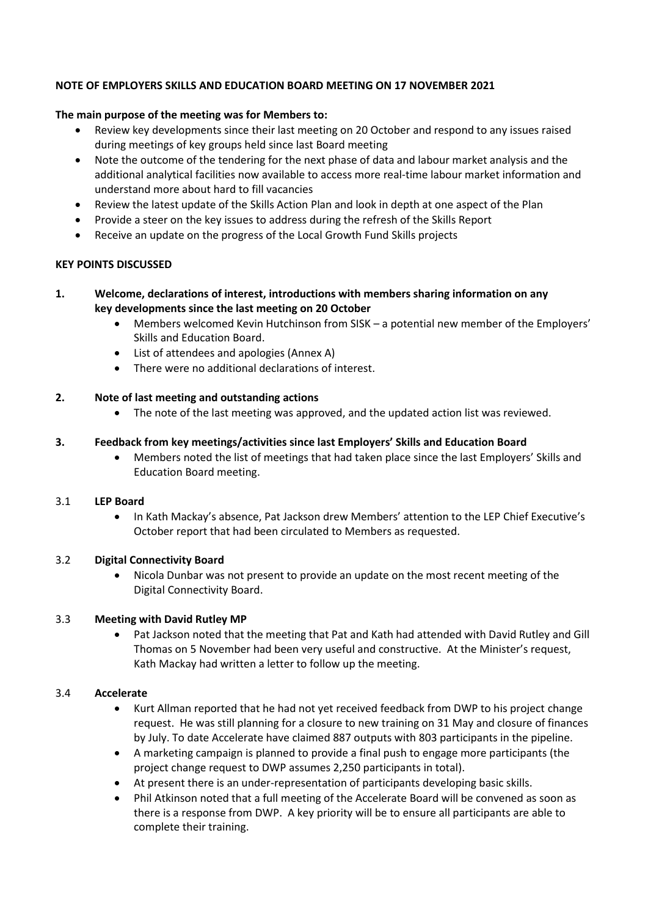**NOTE OF EMPLOYERS SKILLS AND EDUCATION BOARD MEETING ON 17 NOVEMBER 2021**

**The main purpose of the meeting was for Members to:**

- Review key developments since their last meeting on 20 October and respond to any issues raised during meetings of key groups held since last Board meeting
- Note the outcome of the tendering for the next phase of data and labour market analysis and the additional analytical facilities now available to access more real-time labour market information and understand more about hard to fill vacancies
- Review the latest update of the Skills Action Plan and look in depth at one aspect of the Plan
- Provide a steer on the key issues to address during the refresh of the Skills Report
- Receive an update on the progress of the Local Growth Fund Skills projects

**KEY POINTS DISCUSSED**

**1. Welcome, declarations of interest, introductions with members sharing information on any key developments since the last meeting on 20 October**

- Members welcomed Kevin Hutchinson from SISK – a potential new member of the Employers' Skills and Education Board.
- List of attendees and apologies (Annex A)
- There were no additional declarations of interest.

**2. Note of last meeting and outstanding actions**

- The note of the last meeting was approved, and the updated action list was reviewed.

**3. Feedback from key meetings/activities since last Employers' Skills and Education Board**

- Members noted the list of meetings that had taken place since the last Employers' Skills and Education Board meeting.

**3.1 LEP Board**

- In Kath Mackay's absence, Pat Jackson drew Members' attention to the LEP Chief Executive's October report that had been circulated to Members as requested.

**3.2 Digital Connectivity Board**

- Nicola Dunbar was not present to provide an update on the most recent meeting of the Digital Connectivity Board.

**3.3 Meeting with David Rutley MP**

- Pat Jackson noted that the meeting that Pat and Kath had attended with David Rutley and Gill Thomas on 5 November had been very useful and constructive. At the Minister's request, Kath Mackay had written a letter to follow up the meeting.

**3.4 Accelerate**

- Kurt Allman reported that he had not yet received feedback from DWP to his project change request. He was still planning for a closure to new training on 31 May and closure of finances by July. To date Accelerate have claimed 887 outputs with 803 participants in the pipeline.
- A marketing campaign is planned to provide a final push to engage more participants (the project change request to DWP assumes 2,250 participants in total).
- At present there is an under-representation of participants developing basic skills.
- Phil Atkinson noted that a full meeting of the Accelerate Board will be convened as soon as there is a response from DWP. A key priority will be to ensure all participants are able to complete their training.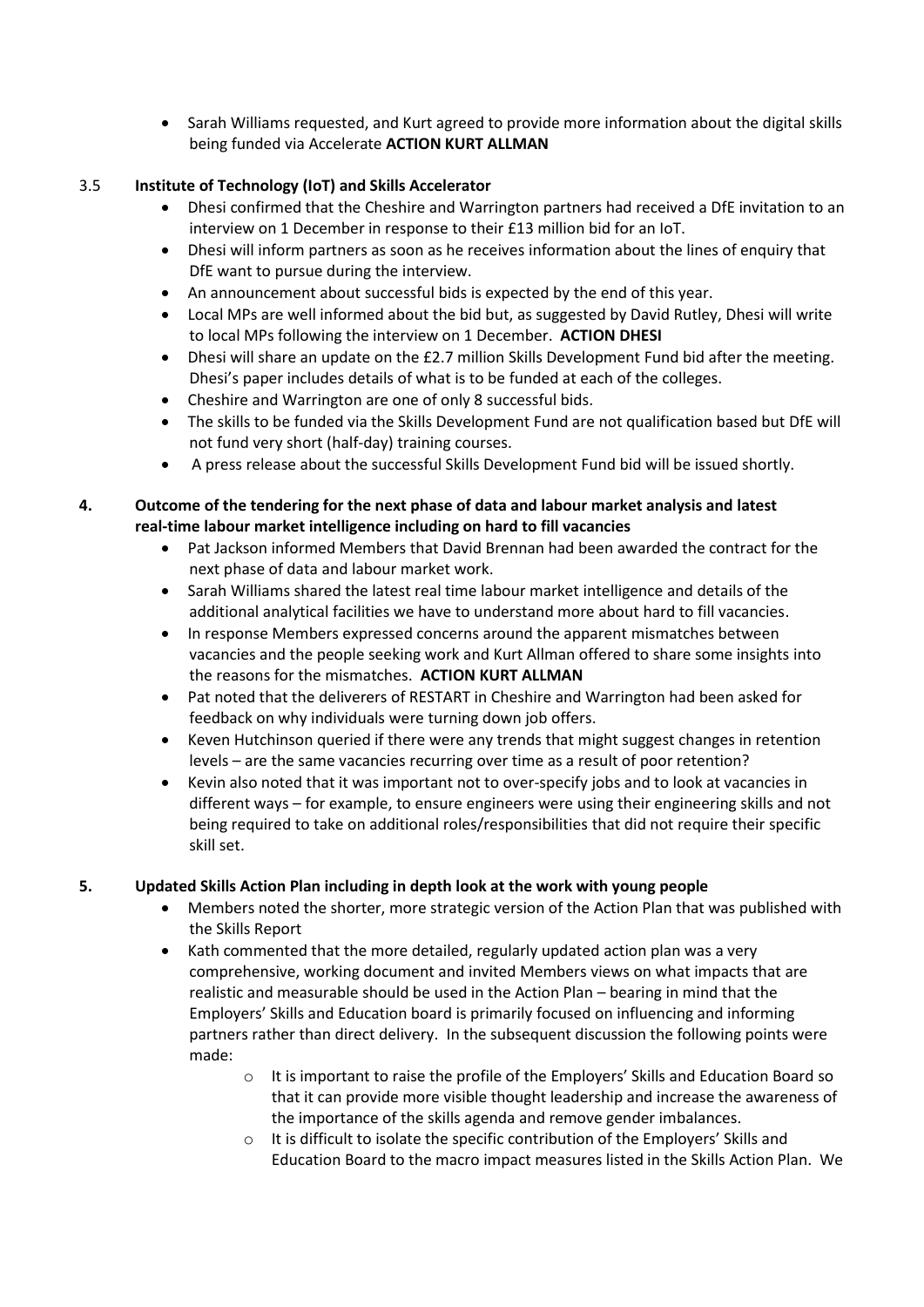- Sarah Williams requested, and Kurt agreed to provide more information about the digital skills being funded via Accelerate **ACTION KURT ALLMAN**

### 3.5 Institute of Technology (IoT) and Skills Accelerator

- Dhesi confirmed that the Cheshire and Warrington partners had received a DfE invitation to an interview on 1 December in response to their £13 million bid for an IoT.
- Dhesi will inform partners as soon as he receives information about the lines of enquiry that DfE want to pursue during the interview.
- An announcement about successful bids is expected by the end of this year.
- Local MPs are well informed about the bid but, as suggested by David Rutley, Dhesi will write to local MPs following the interview on 1 December. **ACTION DHESI**
- Dhesi will share an update on the £2.7 million Skills Development Fund bid after the meeting. Dhesi's paper includes details of what is to be funded at each of the colleges.
- Cheshire and Warrington are one of only 8 successful bids.
- The skills to be funded via the Skills Development Fund are not qualification based but DfE will not fund very short (half-day) training courses.
- A press release about the successful Skills Development Fund bid will be issued shortly.

## 4. Outcome of the tendering for the next phase of data and labour market analysis and latest real-time labour market intelligence including on hard to fill vacancies

- Pat Jackson informed Members that David Brennan had been awarded the contract for the next phase of data and labour market work.
- Sarah Williams shared the latest real time labour market intelligence and details of the additional analytical facilities we have to understand more about hard to fill vacancies.
- In response Members expressed concerns around the apparent mismatches between vacancies and the people seeking work and Kurt Allman offered to share some insights into the reasons for the mismatches. **ACTION KURT ALLMAN**
- Pat noted that the deliverers of RESTART in Cheshire and Warrington had been asked for feedback on why individuals were turning down job offers.
- Keven Hutchinson queried if there were any trends that might suggest changes in retention levels – are the same vacancies recurring over time as a result of poor retention?
- Kevin also noted that it was important not to over-specify jobs and to look at vacancies in different ways – for example, to ensure engineers were using their engineering skills and not being required to take on additional roles/responsibilities that did not require their specific skill set.

## 5. Updated Skills Action Plan including in depth look at the work with young people

- Members noted the shorter, more strategic version of the Action Plan that was published with the Skills Report
- Kath commented that the more detailed, regularly updated action plan was a very comprehensive, working document and invited Members views on what impacts that are realistic and measurable should be used in the Action Plan – bearing in mind that the Employers' Skills and Education board is primarily focused on influencing and informing partners rather than direct delivery. In the subsequent discussion the following points were made:
  - It is important to raise the profile of the Employers' Skills and Education Board so that it can provide more visible thought leadership and increase the awareness of the importance of the skills agenda and remove gender imbalances.
  - It is difficult to isolate the specific contribution of the Employers' Skills and Education Board to the macro impact measures listed in the Skills Action Plan. We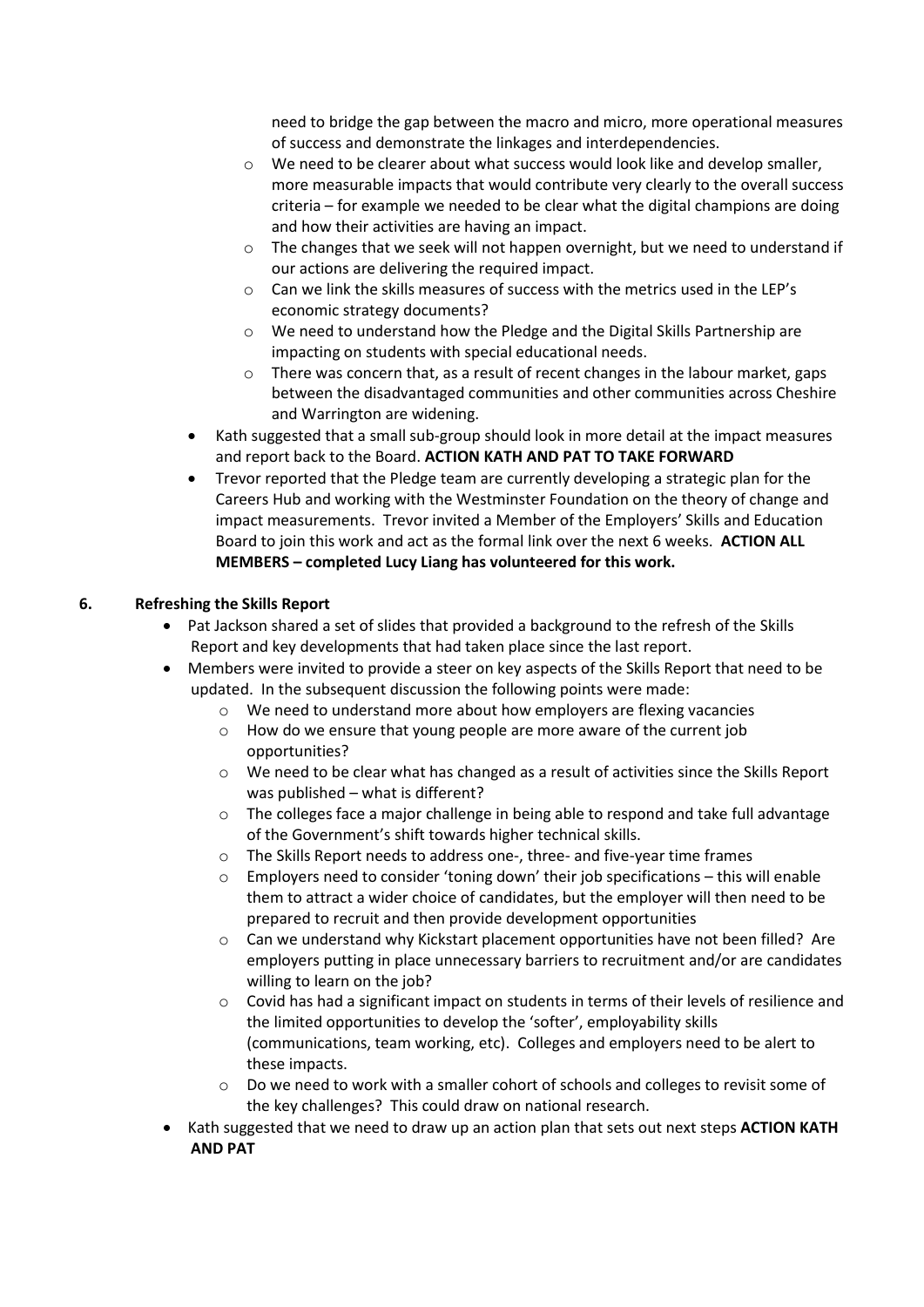need to bridge the gap between the macro and micro, more operational measures of success and demonstrate the linkages and interdependencies.

  - We need to be clearer about what success would look like and develop smaller, more measurable impacts that would contribute very clearly to the overall success criteria – for example we needed to be clear what the digital champions are doing and how their activities are having an impact.
  - The changes that we seek will not happen overnight, but we need to understand if our actions are delivering the required impact.
  - Can we link the skills measures of success with the metrics used in the LEP's economic strategy documents?
  - We need to understand how the Pledge and the Digital Skills Partnership are impacting on students with special educational needs.
  - There was concern that, as a result of recent changes in the labour market, gaps between the disadvantaged communities and other communities across Cheshire and Warrington are widening.
- Kath suggested that a small sub-group should look in more detail at the impact measures and report back to the Board. **ACTION KATH AND PAT TO TAKE FORWARD**
- Trevor reported that the Pledge team are currently developing a strategic plan for the Careers Hub and working with the Westminster Foundation on the theory of change and impact measurements. Trevor invited a Member of the Employers' Skills and Education Board to join this work and act as the formal link over the next 6 weeks. **ACTION ALL MEMBERS – completed Lucy Liang has volunteered for this work.**

## 6. Refreshing the Skills Report

- Pat Jackson shared a set of slides that provided a background to the refresh of the Skills Report and key developments that had taken place since the last report.
- Members were invited to provide a steer on key aspects of the Skills Report that need to be updated. In the subsequent discussion the following points were made:
  - We need to understand more about how employers are flexing vacancies
  - How do we ensure that young people are more aware of the current job opportunities?
  - We need to be clear what has changed as a result of activities since the Skills Report was published – what is different?
  - The colleges face a major challenge in being able to respond and take full advantage of the Government's shift towards higher technical skills.
  - The Skills Report needs to address one-, three- and five-year time frames
  - Employers need to consider 'toning down' their job specifications – this will enable them to attract a wider choice of candidates, but the employer will then need to be prepared to recruit and then provide development opportunities
  - Can we understand why Kickstart placement opportunities have not been filled? Are employers putting in place unnecessary barriers to recruitment and/or are candidates willing to learn on the job?
  - Covid has had a significant impact on students in terms of their levels of resilience and the limited opportunities to develop the 'softer', employability skills (communications, team working, etc). Colleges and employers need to be alert to these impacts.
  - Do we need to work with a smaller cohort of schools and colleges to revisit some of the key challenges? This could draw on national research.
- Kath suggested that we need to draw up an action plan that sets out next steps **ACTION KATH AND PAT**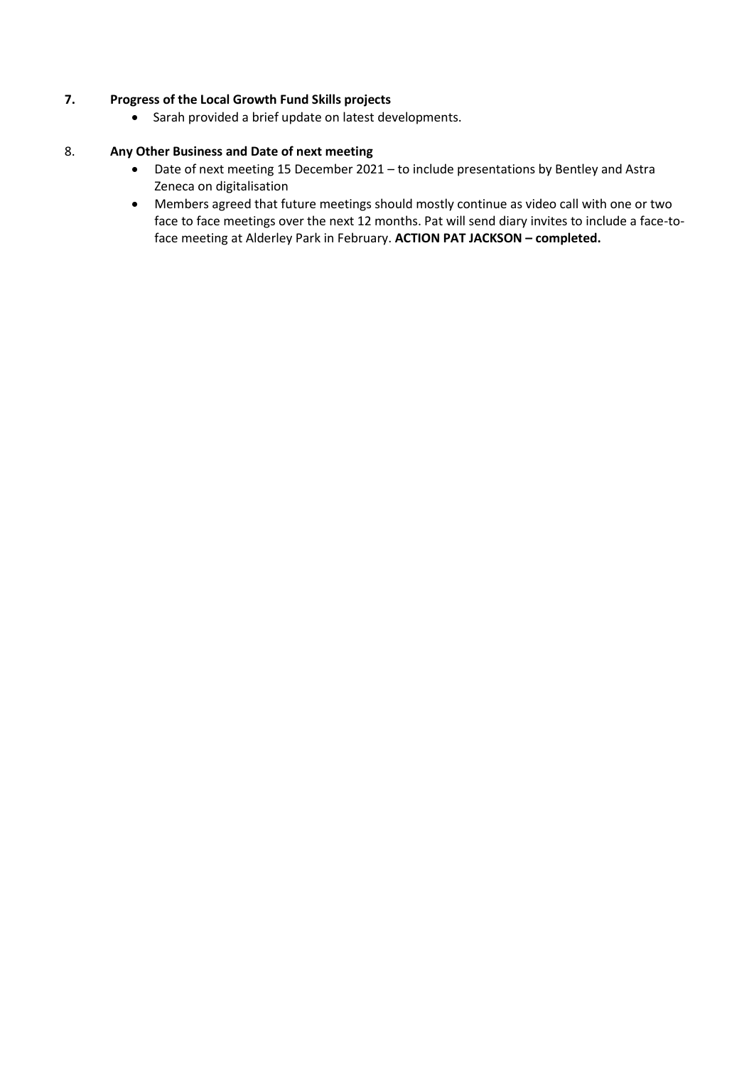**7. Progress of the Local Growth Fund Skills projects**

- Sarah provided a brief update on latest developments.

8. **Any Other Business and Date of next meeting**

- Date of next meeting 15 December 2021 – to include presentations by Bentley and Astra Zeneca on digitalisation
- Members agreed that future meetings should mostly continue as video call with one or two face to face meetings over the next 12 months. Pat will send diary invites to include a face-to-face meeting at Alderley Park in February. **ACTION PAT JACKSON – completed.**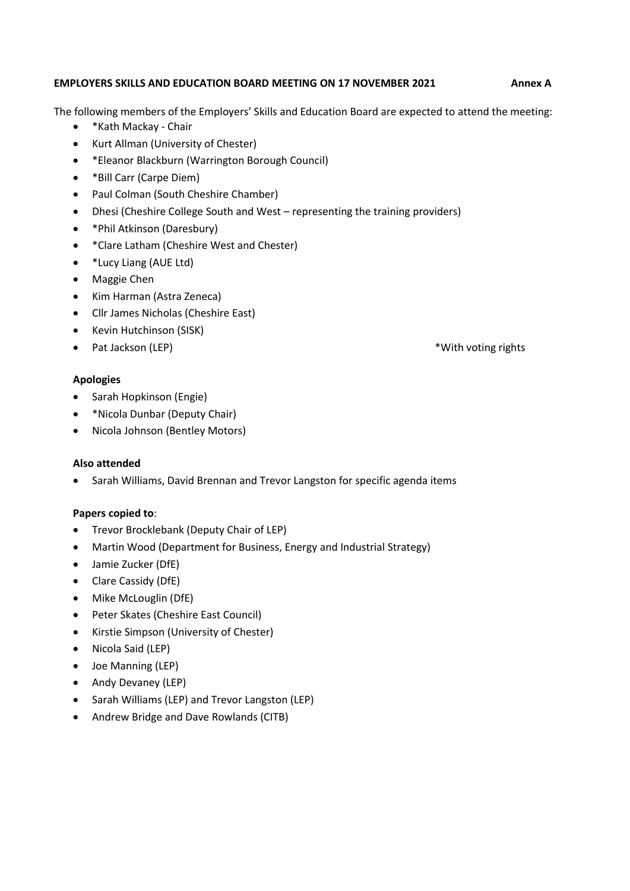**EMPLOYERS SKILLS AND EDUCATION BOARD MEETING ON 17 NOVEMBER 2021 Annex A**

The following members of the Employers' Skills and Education Board are expected to attend the meeting:

- *Kath Mackay - Chair
- Kurt Allman (University of Chester)
- *Eleanor Blackburn (Warrington Borough Council)
- *Bill Carr (Carpe Diem)
- Paul Colman (South Cheshire Chamber)
- Dhesi (Cheshire College South and West – representing the training providers)
- *Phil Atkinson (Daresbury)
- *Clare Latham (Cheshire West and Chester)
- *Lucy Liang (AUE Ltd)
- Maggie Chen
- Kim Harman (Astra Zeneca)
- Cllr James Nicholas (Cheshire East)
- Kevin Hutchinson (SISK)
- Pat Jackson (LEP)

*With voting rights

**Apologies**

- Sarah Hopkinson (Engie)
- *Nicola Dunbar (Deputy Chair)
- Nicola Johnson (Bentley Motors)

**Also attended**

- Sarah Williams, David Brennan and Trevor Langston for specific agenda items

**Papers copied to**:

- Trevor Brocklebank (Deputy Chair of LEP)
- Martin Wood (Department for Business, Energy and Industrial Strategy)
- Jamie Zucker (DfE)
- Clare Cassidy (DfE)
- Mike McLouglin (DfE)
- Peter Skates (Cheshire East Council)
- Kirstie Simpson (University of Chester)
- Nicola Said (LEP)
- Joe Manning (LEP)
- Andy Devaney (LEP)
- Sarah Williams (LEP) and Trevor Langston (LEP)
- Andrew Bridge and Dave Rowlands (CITB)